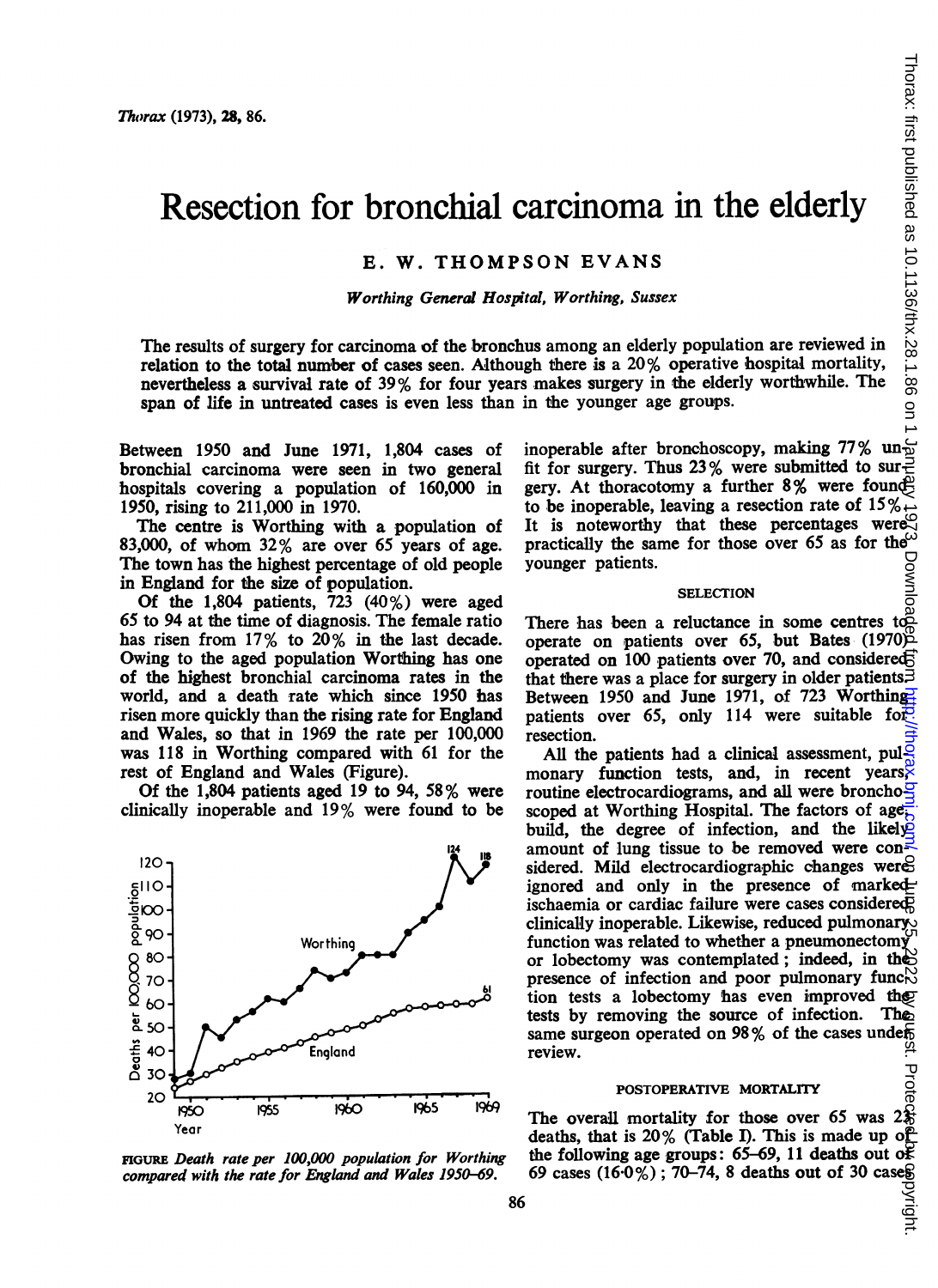# Resection for bronchial carcinoma in the elderly

E. W. THOMPSON EVANS

*Worthing General Hospital, Worthing, Sussex*

The results of surgery for carcinoma of the bronchus among an elderly population are reviewed in relation to the total number of cases seen. Although there is a 20% operative hospital mortality, nevertheless a survival rate of 39% for four years makes surgery in the elderly worthwhile. The span of life in untreated cases is even less than in the younger age groups.

Between 1950 and June 1971, 1,804 cases of bronchial carcinoma were seen in two general hospitals covering a population of 160,000 in 1950, rising to 211,000 in 1970.

The centre is Worthing with a population of 83,000, of whom 32% are over 65 years of age. The town has the highest percentage of old people in England for the size of population.

Of the 1,804 patients, 723 (40%) were aged 65 to 94 at the time of diagnosis. The female ratio has risen from 17% to 20% in the last decade. Owing to the aged population Worthing has one of the highest bronchial carcinoma rates in the world, and a death rate which since 1950 has risen more quickly than the rising rate for England and Wales, so that in 1969 the rate per 100,000 was 118 in Worthing compared with 61 for the rest of England and Wales (Figure).

Of the 1,804 patients aged 19 to 94, 58% were clinically inoperable and 19% were found to be inoperable after bronchoscopy, making 77% unfit for surgery. Thus 23% were submitted to surgery. At thoracotomy a further 8% were found to be inoperable, leaving a resection rate of 15%. It is noteworthy that these percentages were practically the same for those over 65 as for the younger patients.

*FIGURE Death rate per 100,000 population for Worthing compared with the rate for England and Wales 1950–69.*

## SELECTION

There has been a reluctance in some centres to operate on patients over 65, but Bates (1970) operated on 100 patients over 70, and considered that there was a place for surgery in older patients. Between 1950 and June 1971, of 723 Worthing patients over 65, only 114 were suitable for resection.

All the patients had a clinical assessment, pulmonary function tests, and, in recent years, routine electrocardiograms, and all were bronchoscoped at Worthing Hospital. The factors of age, build, the degree of infection, and the likely amount of lung tissue to be removed were considered. Mild electrocardiographic changes were ignored and only in the presence of marked ischaemia or cardiac failure were cases considered clinically inoperable. Likewise, reduced pulmonary function was related to whether a pneumonectomy or lobectomy was contemplated; indeed, in the presence of infection and poor pulmonary function tests a lobectomy has even improved the tests by removing the source of infection. The same surgeon operated on 98% of the cases under review.

## POSTOPERATIVE MORTALITY

The overall mortality for those over 65 was 23 deaths, that is 20% (Table I). This is made up of the following age groups: 65–69, 11 deaths out of 69 cases (16·0%); 70–74, 8 deaths out of 30 cases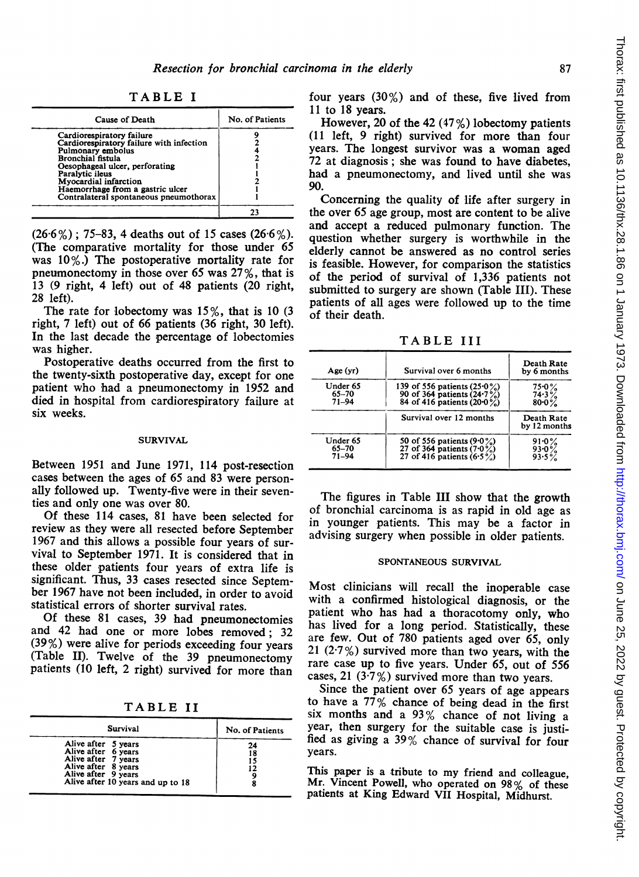TABLE I

| Cause of Death | No. of Patients |
|---|---|
| Cardiorespiratory failure | 9 |
| Cardiorespiratory failure with infection | 2 |
| Pulmonary embolus | 4 |
| Bronchial fistula | 2 |
| Oesophageal ulcer, perforating | 1 |
| Paralytic ileus | 1 |
| Myocardial infarction | 2 |
| Haemorrhage from a gastric ulcer | 1 |
| Contralateral spontaneous pneumothorax | 1 |
| | 23 |

(26·6%); 75–83, 4 deaths out of 15 cases (26·6%). (The comparative mortality for those under 65 was 10%.) The postoperative mortality rate for pneumonectomy in those over 65 was 27%, that is 13 (9 right, 4 left) out of 48 patients (20 right, 28 left).

The rate for lobectomy was 15%, that is 10 (3 right, 7 left) out of 66 patients (36 right, 30 left). In the last decade the percentage of lobectomies was higher.

Postoperative deaths occurred from the first to the twenty-sixth postoperative day, except for one patient who had a pneumonectomy in 1952 and died in hospital from cardiorespiratory failure at six weeks.

## SURVIVAL

Between 1951 and June 1971, 114 post-resection cases between the ages of 65 and 83 were personally followed up. Twenty-five were in their seventies and only one was over 80.

Of these 114 cases, 81 have been selected for review as they were all resected before September 1967 and this allows a possible four years of survival to September 1971. It is considered that in these older patients four years of extra life is significant. Thus, 33 cases resected since September 1967 have not been included, in order to avoid statistical errors of shorter survival rates.

Of these 81 cases, 39 had pneumonectomies and 42 had one or more lobes removed; 32 (39%) were alive for periods exceeding four years (Table II). Twelve of the 39 pneumonectomy patients (10 left, 2 right) survived for more than four years (30%) and of these, five lived from 11 to 18 years.

TABLE II

| Survival | No. of Patients |
|---|---|
| Alive after 5 years | 24 |
| Alive after 6 years | 18 |
| Alive after 7 years | 15 |
| Alive after 8 years | 12 |
| Alive after 9 years | 9 |
| Alive after 10 years and up to 18 | 8 |

However, 20 of the 42 (47%) lobectomy patients (11 left, 9 right) survived for more than four years. The longest survivor was a woman aged 72 at diagnosis; she was found to have diabetes, had a pneumonectomy, and lived until she was 90.

Concerning the quality of life after surgery in the over 65 age group, most are content to be alive and accept a reduced pulmonary function. The question whether surgery is worthwhile in the elderly cannot be answered as no control series is feasible. However, for comparison the statistics of the period of survival of 1,336 patients not submitted to surgery are shown (Table III). These patients of all ages were followed up to the time of their death.

TABLE III

| Age (yr) | Survival over 6 months | Death Rate by 6 months |
|---|---|---|
| Under 65 | 139 of 556 patients (25·0%) | 75·0% |
| 65–70 | 90 of 364 patients (24·7%) | 74·3% |
| 71–94 | 84 of 416 patients (20·0%) | 80·0% |
| | **Survival over 12 months** | **Death Rate by 12 months** |
| Under 65 | 50 of 556 patients (9·0%) | 91·0% |
| 65–70 | 27 of 364 patients (7·0%) | 93·0% |
| 71–94 | 27 of 416 patients (6·5%) | 93·5% |

The figures in Table III show that the growth of bronchial carcinoma is as rapid in old age as in younger patients. This may be a factor in advising surgery when possible in older patients.

## SPONTANEOUS SURVIVAL

Most clinicians will recall the inoperable case with a confirmed histological diagnosis, or the patient who has had a thoracotomy only, who has lived for a long period. Statistically, these are few. Out of 780 patients aged over 65, only 21 (2·7%) survived more than two years, with the rare case up to five years. Under 65, out of 556 cases, 21 (3·7%) survived more than two years.

Since the patient over 65 years of age appears to have a 77% chance of being dead in the first six months and a 93% chance of not living a year, then surgery for the suitable case is justified as giving a 39% chance of survival for four years.

This paper is a tribute to my friend and colleague, Mr. Vincent Powell, who operated on 98% of these patients at King Edward VII Hospital, Midhurst.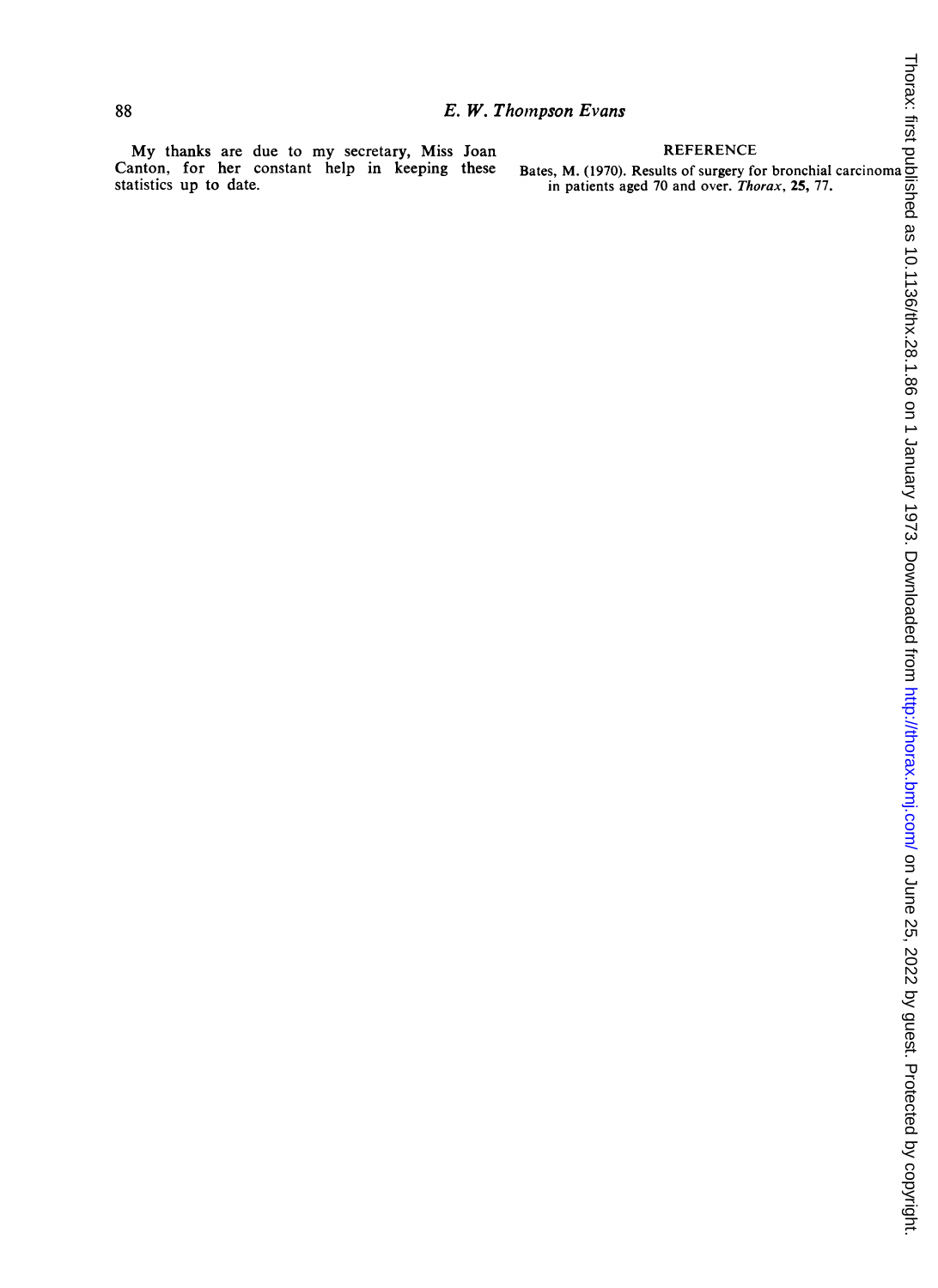My thanks are due to my secretary, Miss Joan Canton, for her constant help in keeping these statistics up to date.

## REFERENCE

Bates, M. (1970). Results of surgery for bronchial carcinoma in patients aged 70 and over. *Thorax*, **25**, 77.